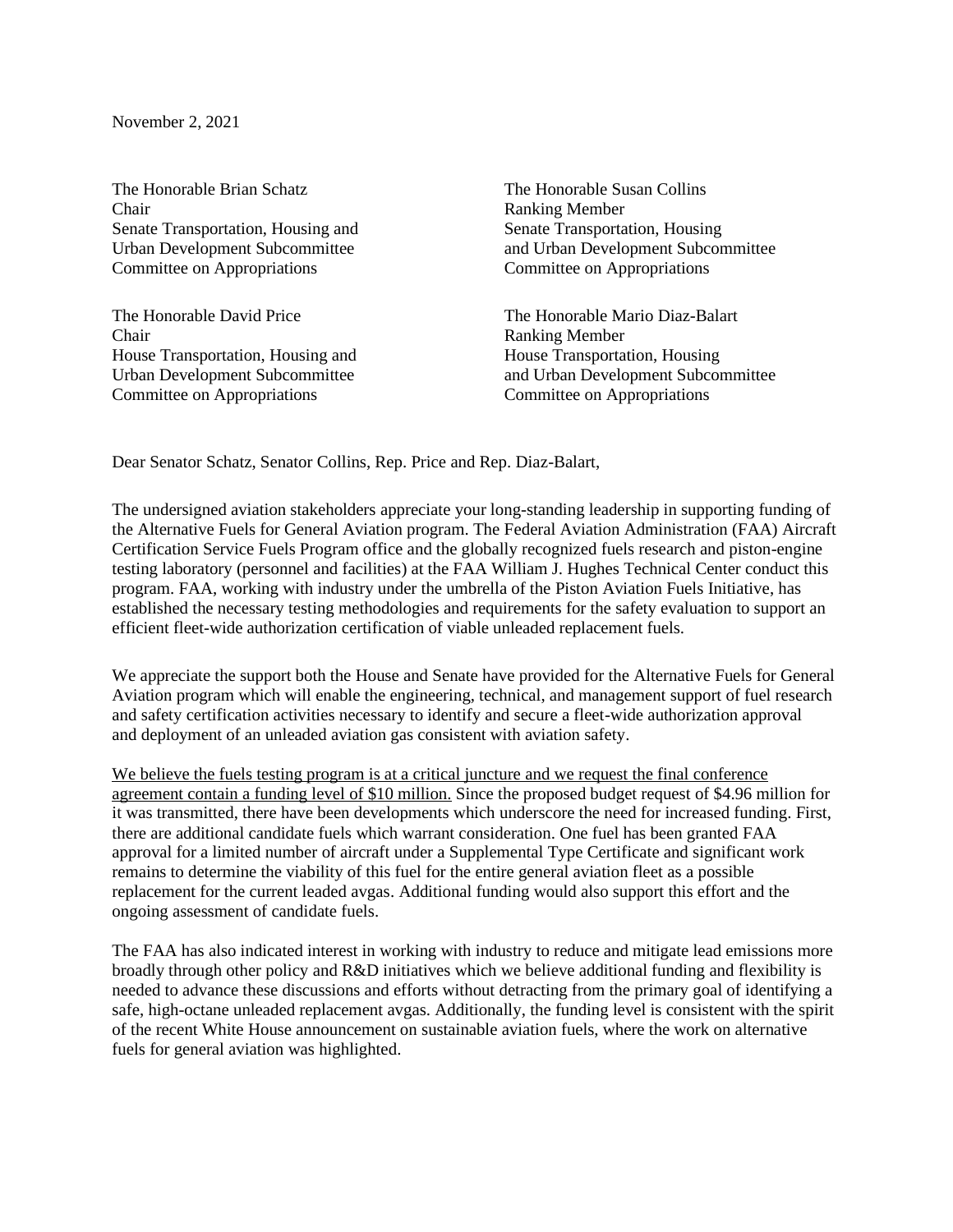November 2, 2021

The Honorable Brian Schatz
Chair
Senate Transportation, Housing and Urban Development Subcommittee
Committee on Appropriations

The Honorable Susan Collins
Ranking Member
Senate Transportation, Housing and Urban Development Subcommittee
Committee on Appropriations

The Honorable David Price
Chair
House Transportation, Housing and Urban Development Subcommittee
Committee on Appropriations

The Honorable Mario Diaz-Balart
Ranking Member
House Transportation, Housing and Urban Development Subcommittee
Committee on Appropriations

Dear Senator Schatz, Senator Collins, Rep. Price and Rep. Diaz-Balart,

The undersigned aviation stakeholders appreciate your long-standing leadership in supporting funding of the Alternative Fuels for General Aviation program. The Federal Aviation Administration (FAA) Aircraft Certification Service Fuels Program office and the globally recognized fuels research and piston-engine testing laboratory (personnel and facilities) at the FAA William J. Hughes Technical Center conduct this program. FAA, working with industry under the umbrella of the Piston Aviation Fuels Initiative, has established the necessary testing methodologies and requirements for the safety evaluation to support an efficient fleet-wide authorization certification of viable unleaded replacement fuels.

We appreciate the support both the House and Senate have provided for the Alternative Fuels for General Aviation program which will enable the engineering, technical, and management support of fuel research and safety certification activities necessary to identify and secure a fleet-wide authorization approval and deployment of an unleaded aviation gas consistent with aviation safety.

<u>We believe the fuels testing program is at a critical juncture and we request the final conference agreement contain a funding level of $10 million.</u> Since the proposed budget request of $4.96 million for it was transmitted, there have been developments which underscore the need for increased funding. First, there are additional candidate fuels which warrant consideration. One fuel has been granted FAA approval for a limited number of aircraft under a Supplemental Type Certificate and significant work remains to determine the viability of this fuel for the entire general aviation fleet as a possible replacement for the current leaded avgas. Additional funding would also support this effort and the ongoing assessment of candidate fuels.

The FAA has also indicated interest in working with industry to reduce and mitigate lead emissions more broadly through other policy and R&D initiatives which we believe additional funding and flexibility is needed to advance these discussions and efforts without detracting from the primary goal of identifying a safe, high-octane unleaded replacement avgas. Additionally, the funding level is consistent with the spirit of the recent White House announcement on sustainable aviation fuels, where the work on alternative fuels for general aviation was highlighted.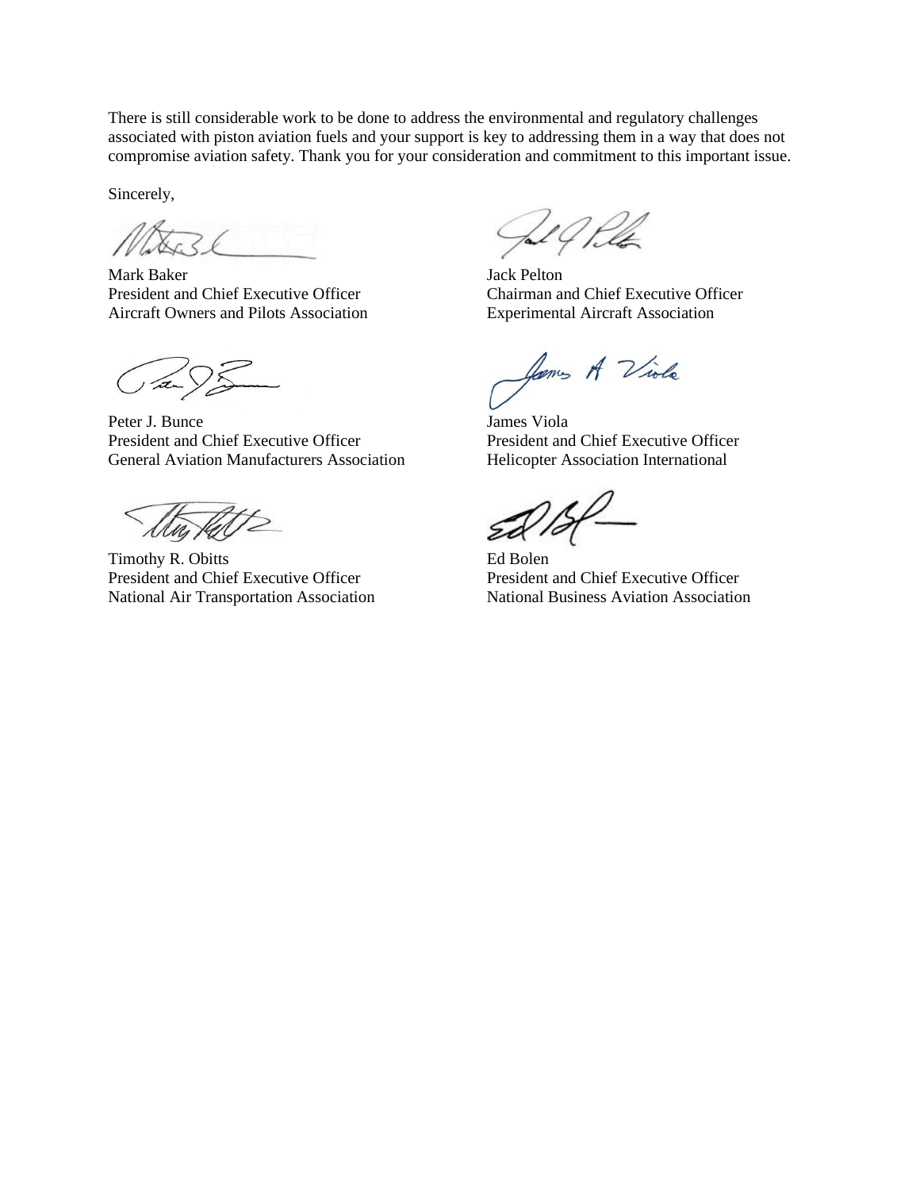There is still considerable work to be done to address the environmental and regulatory challenges associated with piston aviation fuels and your support is key to addressing them in a way that does not compromise aviation safety. Thank you for your consideration and commitment to this important issue.

Sincerely,

Mark Baker
President and Chief Executive Officer
Aircraft Owners and Pilots Association

Jack Pelton
Chairman and Chief Executive Officer
Experimental Aircraft Association

Peter J. Bunce
President and Chief Executive Officer
General Aviation Manufacturers Association

James Viola
President and Chief Executive Officer
Helicopter Association International

Timothy R. Obitts
President and Chief Executive Officer
National Air Transportation Association

Ed Bolen
President and Chief Executive Officer
National Business Aviation Association